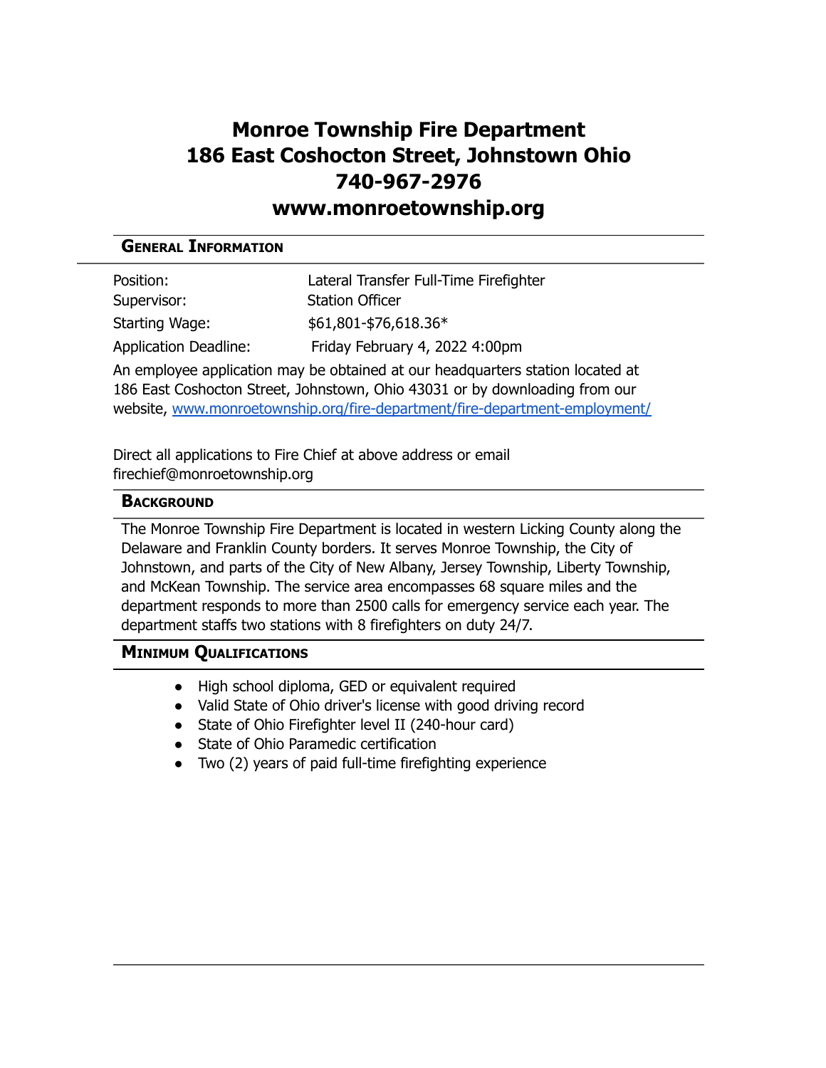# Monroe Township Fire Department
# 186 East Coshocton Street, Johnstown Ohio
# 740-967-2976
# www.monroetownship.org

## General Information

| | |
|---|---|
| Position: | Lateral Transfer Full-Time Firefighter |
| Supervisor: | Station Officer |
| Starting Wage: | $61,801-$76,618.36* |
| Application Deadline: | Friday February 4, 2022 4:00pm |

An employee application may be obtained at our headquarters station located at 186 East Coshocton Street, Johnstown, Ohio 43031 or by downloading from our website, [www.monroetownship.org/fire-department/fire-department-employment/](www.monroetownship.org/fire-department/fire-department-employment/)

Direct all applications to Fire Chief at above address or email firechief@monroetownship.org

## Background

The Monroe Township Fire Department is located in western Licking County along the Delaware and Franklin County borders. It serves Monroe Township, the City of Johnstown, and parts of the City of New Albany, Jersey Township, Liberty Township, and McKean Township. The service area encompasses 68 square miles and the department responds to more than 2500 calls for emergency service each year. The department staffs two stations with 8 firefighters on duty 24/7.

## Minimum Qualifications

- High school diploma, GED or equivalent required
- Valid State of Ohio driver's license with good driving record
- State of Ohio Firefighter level II (240-hour card)
- State of Ohio Paramedic certification
- Two (2) years of paid full-time firefighting experience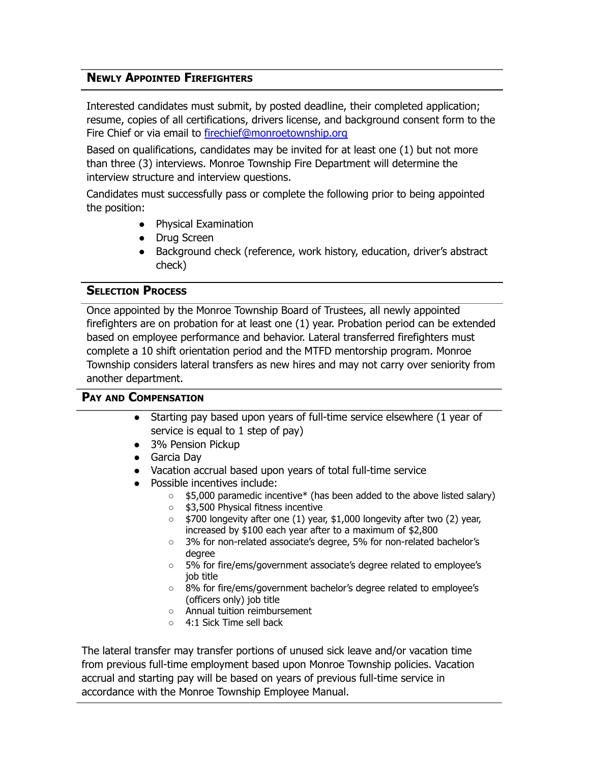## Newly Appointed Firefighters

Interested candidates must submit, by posted deadline, their completed application; resume, copies of all certifications, drivers license, and background consent form to the Fire Chief or via email to [firechief@monroetownship.org](mailto:firechief@monroetownship.org)

Based on qualifications, candidates may be invited for at least one (1) but not more than three (3) interviews. Monroe Township Fire Department will determine the interview structure and interview questions.

Candidates must successfully pass or complete the following prior to being appointed the position:

- Physical Examination
- Drug Screen
- Background check (reference, work history, education, driver's abstract check)

## Selection Process

Once appointed by the Monroe Township Board of Trustees, all newly appointed firefighters are on probation for at least one (1) year. Probation period can be extended based on employee performance and behavior. Lateral transferred firefighters must complete a 10 shift orientation period and the MTFD mentorship program. Monroe Township considers lateral transfers as new hires and may not carry over seniority from another department.

## Pay and Compensation

- Starting pay based upon years of full-time service elsewhere (1 year of service is equal to 1 step of pay)
- 3% Pension Pickup
- Garcia Day
- Vacation accrual based upon years of total full-time service
- Possible incentives include:
  - $5,000 paramedic incentive* (has been added to the above listed salary)
  - $3,500 Physical fitness incentive
  - $700 longevity after one (1) year, $1,000 longevity after two (2) year, increased by $100 each year after to a maximum of $2,800
  - 3% for non-related associate's degree, 5% for non-related bachelor's degree
  - 5% for fire/ems/government associate's degree related to employee's job title
  - 8% for fire/ems/government bachelor's degree related to employee's (officers only) job title
  - Annual tuition reimbursement
  - 4:1 Sick Time sell back

The lateral transfer may transfer portions of unused sick leave and/or vacation time from previous full-time employment based upon Monroe Township policies. Vacation accrual and starting pay will be based on years of previous full-time service in accordance with the Monroe Township Employee Manual.